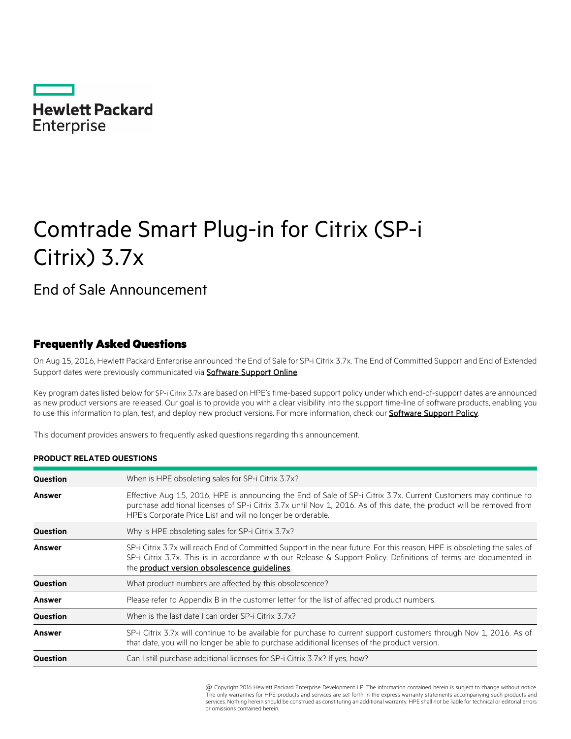Hewlett Packard Enterprise

# Comtrade Smart Plug-in for Citrix (SP-i Citrix) 3.7x

## End of Sale Announcement

## Frequently Asked Questions

On Aug 15, 2016, Hewlett Packard Enterprise announced the End of Sale for SP-i Citrix 3.7x. The End of Committed Support and End of Extended Support dates were previously communicated via **Software Support Online**.

Key program dates listed below for SP-i Citrix 3.7x are based on HPE's time-based support policy under which end-of-support dates are announced as new product versions are released. Our goal is to provide you with a clear visibility into the support time-line of software products, enabling you to use this information to plan, test, and deploy new product versions. For more information, check our **Software Support Policy**.

This document provides answers to frequently asked questions regarding this announcement.

**PRODUCT RELATED QUESTIONS**

| | |
|---|---|
| **Question** | When is HPE obsoleting sales for SP-i Citrix 3.7x? |
| **Answer** | Effective Aug 15, 2016, HPE is announcing the End of Sale of SP-i Citrix 3.7x. Current Customers may continue to purchase additional licenses of SP-i Citrix 3.7x until Nov 1, 2016. As of this date, the product will be removed from HPE's Corporate Price List and will no longer be orderable. |
| **Question** | Why is HPE obsoleting sales for SP-i Citrix 3.7x? |
| **Answer** | SP-i Citrix 3.7x will reach End of Committed Support in the near future. For this reason, HPE is obsoleting the sales of SP-i Citrix 3.7x. This is in accordance with our Release & Support Policy. Definitions of terms are documented in the **product version obsolescence guidelines**. |
| **Question** | What product numbers are affected by this obsolescence? |
| **Answer** | Please refer to Appendix B in the customer letter for the list of affected product numbers. |
| **Question** | When is the last date I can order SP-i Citrix 3.7x? |
| **Answer** | SP-i Citrix 3.7x will continue to be available for purchase to current support customers through Nov 1, 2016. As of that date, you will no longer be able to purchase additional licenses of the product version. |
| **Question** | Can I still purchase additional licenses for SP-i Citrix 3.7x? If yes, how? |

@ Copyright 2016 Hewlett Packard Enterprise Development LP. The information contained herein is subject to change without notice. The only warranties for HPE products and services are set forth in the express warranty statements accompanying such products and services. Nothing herein should be construed as constituting an additional warranty. HPE shall not be liable for technical or editorial errors or omissions contained herein.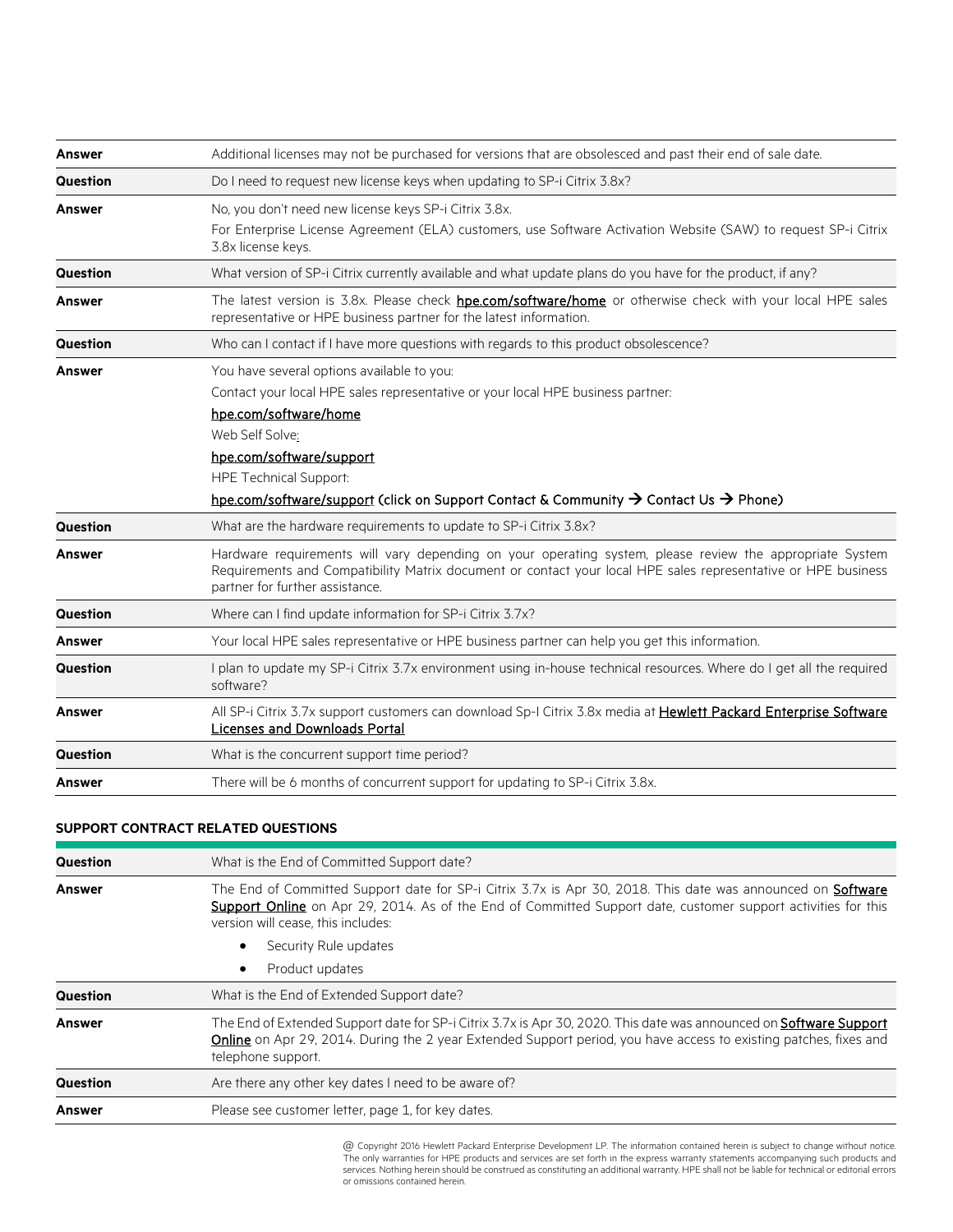| | |
|---|---|
| **Answer** | Additional licenses may not be purchased for versions that are obsolesced and past their end of sale date. |
| **Question** | Do I need to request new license keys when updating to SP-i Citrix 3.8x? |
| **Answer** | No, you don't need new license keys SP-i Citrix 3.8x.<br>For Enterprise License Agreement (ELA) customers, use Software Activation Website (SAW) to request SP-i Citrix 3.8x license keys. |
| **Question** | What version of SP-i Citrix currently available and what update plans do you have for the product, if any? |
| **Answer** | The latest version is 3.8x. Please check **hpe.com/software/home** or otherwise check with your local HPE sales representative or HPE business partner for the latest information. |
| **Question** | Who can I contact if I have more questions with regards to this product obsolescence? |
| **Answer** | You have several options available to you:<br>Contact your local HPE sales representative or your local HPE business partner:<br>hpe.com/software/home<br>Web Self Solve:<br>hpe.com/software/support<br>HPE Technical Support:<br>hpe.com/software/support (click on Support Contact & Community → Contact Us → Phone) |
| **Question** | What are the hardware requirements to update to SP-i Citrix 3.8x? |
| **Answer** | Hardware requirements will vary depending on your operating system, please review the appropriate System Requirements and Compatibility Matrix document or contact your local HPE sales representative or HPE business partner for further assistance. |
| **Question** | Where can I find update information for SP-i Citrix 3.7x? |
| **Answer** | Your local HPE sales representative or HPE business partner can help you get this information. |
| **Question** | I plan to update my SP-i Citrix 3.7x environment using in-house technical resources. Where do I get all the required software? |
| **Answer** | All SP-i Citrix 3.7x support customers can download Sp-I Citrix 3.8x media at **Hewlett Packard Enterprise Software Licenses and Downloads Portal** |
| **Question** | What is the concurrent support time period? |
| **Answer** | There will be 6 months of concurrent support for updating to SP-i Citrix 3.8x. |

## SUPPORT CONTRACT RELATED QUESTIONS

| | |
|---|---|
| **Question** | What is the End of Committed Support date? |
| **Answer** | The End of Committed Support date for SP-i Citrix 3.7x is Apr 30, 2018. This date was announced on **Software Support Online** on Apr 29, 2014. As of the End of Committed Support date, customer support activities for this version will cease, this includes:<br>• Security Rule updates<br>• Product updates |
| **Question** | What is the End of Extended Support date? |
| **Answer** | The End of Extended Support date for SP-i Citrix 3.7x is Apr 30, 2020. This date was announced on **Software Support Online** on Apr 29, 2014. During the 2 year Extended Support period, you have access to existing patches, fixes and telephone support. |
| **Question** | Are there any other key dates I need to be aware of? |
| **Answer** | Please see customer letter, page 1, for key dates. |

@ Copyright 2016 Hewlett Packard Enterprise Development LP. The information contained herein is subject to change without notice. The only warranties for HPE products and services are set forth in the express warranty statements accompanying such products and services. Nothing herein should be construed as constituting an additional warranty. HPE shall not be liable for technical or editorial errors or omissions contained herein.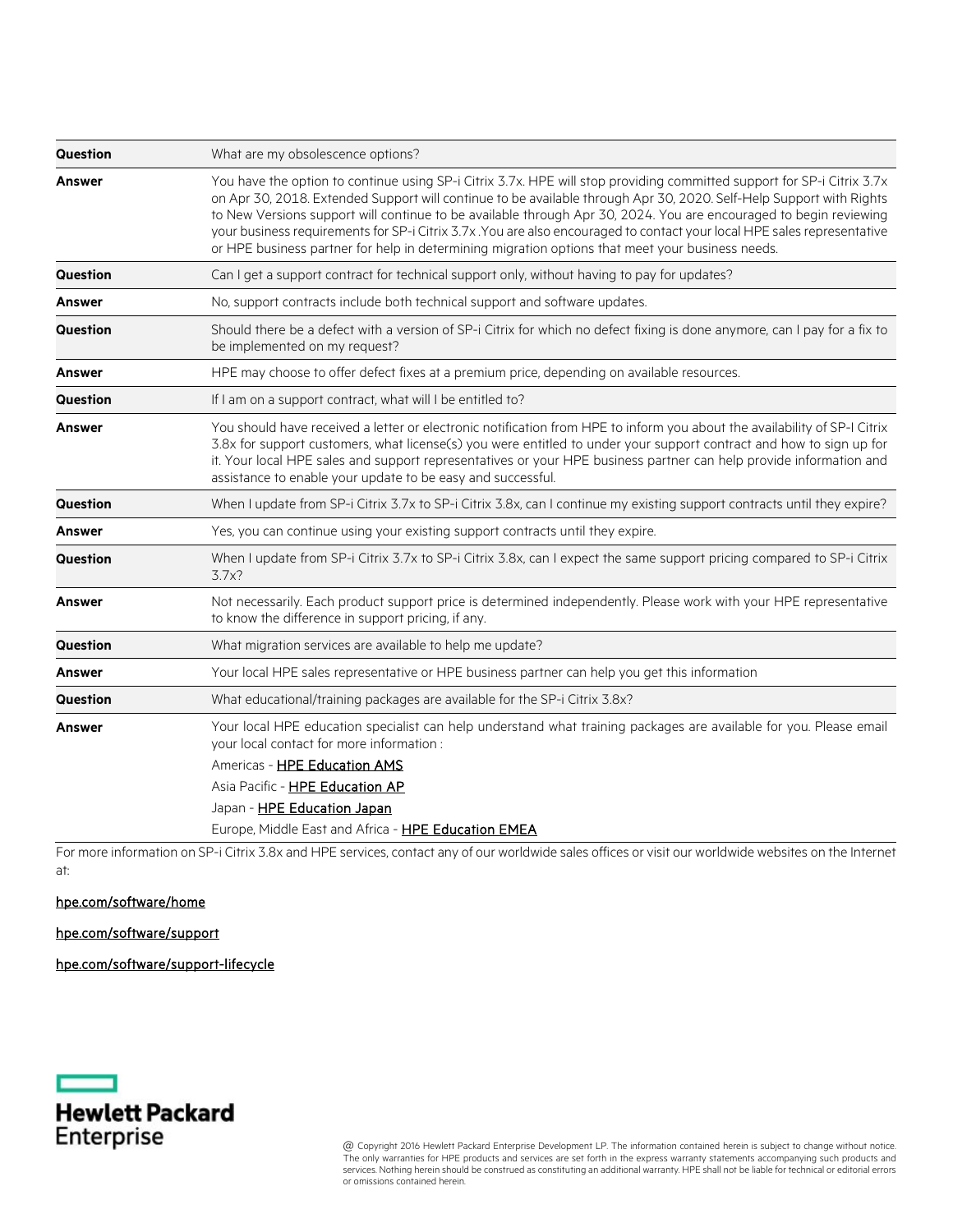| | |
|---|---|
| **Question** | What are my obsolescence options? |
| **Answer** | You have the option to continue using SP-i Citrix 3.7x. HPE will stop providing committed support for SP-i Citrix 3.7x on Apr 30, 2018. Extended Support will continue to be available through Apr 30, 2020. Self-Help Support with Rights to New Versions support will continue to be available through Apr 30, 2024. You are encouraged to begin reviewing your business requirements for SP-i Citrix 3.7x .You are also encouraged to contact your local HPE sales representative or HPE business partner for help in determining migration options that meet your business needs. |
| **Question** | Can I get a support contract for technical support only, without having to pay for updates? |
| **Answer** | No, support contracts include both technical support and software updates. |
| **Question** | Should there be a defect with a version of SP-i Citrix for which no defect fixing is done anymore, can I pay for a fix to be implemented on my request? |
| **Answer** | HPE may choose to offer defect fixes at a premium price, depending on available resources. |
| **Question** | If I am on a support contract, what will I be entitled to? |
| **Answer** | You should have received a letter or electronic notification from HPE to inform you about the availability of SP-I Citrix 3.8x for support customers, what license(s) you were entitled to under your support contract and how to sign up for it. Your local HPE sales and support representatives or your HPE business partner can help provide information and assistance to enable your update to be easy and successful. |
| **Question** | When I update from SP-i Citrix 3.7x to SP-i Citrix 3.8x, can I continue my existing support contracts until they expire? |
| **Answer** | Yes, you can continue using your existing support contracts until they expire. |
| **Question** | When I update from SP-i Citrix 3.7x to SP-i Citrix 3.8x, can I expect the same support pricing compared to SP-i Citrix 3.7x? |
| **Answer** | Not necessarily. Each product support price is determined independently. Please work with your HPE representative to know the difference in support pricing, if any. |
| **Question** | What migration services are available to help me update? |
| **Answer** | Your local HPE sales representative or HPE business partner can help you get this information |
| **Question** | What educational/training packages are available for the SP-i Citrix 3.8x? |
| **Answer** | Your local HPE education specialist can help understand what training packages are available for you. Please email your local contact for more information :<br>Americas - HPE Education AMS<br>Asia Pacific - HPE Education AP<br>Japan - HPE Education Japan<br>Europe, Middle East and Africa - HPE Education EMEA |

For more information on SP-i Citrix 3.8x and HPE services, contact any of our worldwide sales offices or visit our worldwide websites on the Internet at:

hpe.com/software/home

hpe.com/software/support

hpe.com/software/support-lifecycle

Hewlett Packard Enterprise

@ Copyright 2016 Hewlett Packard Enterprise Development LP. The information contained herein is subject to change without notice. The only warranties for HPE products and services are set forth in the express warranty statements accompanying such products and services. Nothing herein should be construed as constituting an additional warranty. HPE shall not be liable for technical or editorial errors or omissions contained herein.